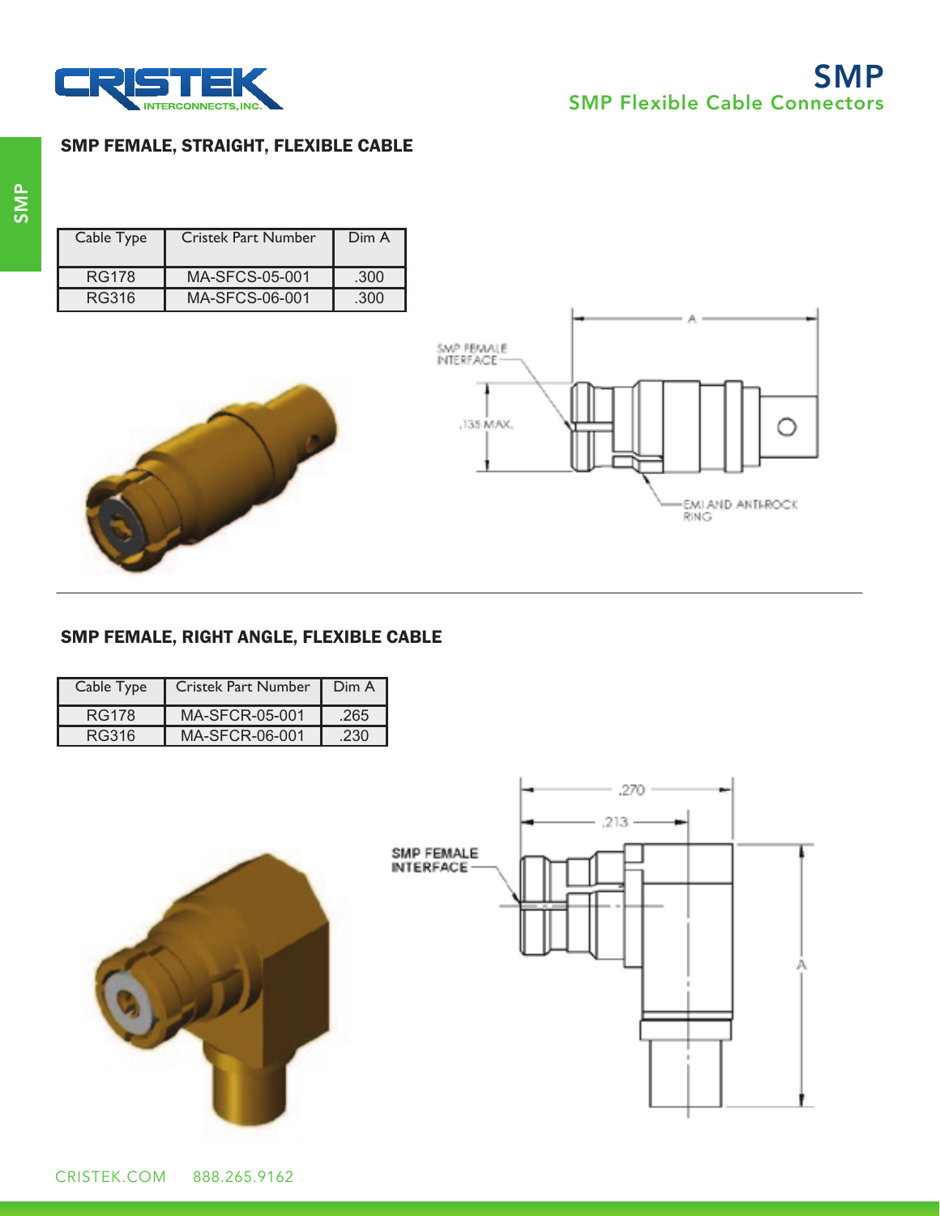# SMP

## SMP Flexible Cable Connectors

### SMP FEMALE, STRAIGHT, FLEXIBLE CABLE

| Cable Type | Cristek Part Number | Dim A |
|---|---|---|
| RG178 | MA-SFCS-05-001 | .300 |
| RG316 | MA-SFCS-06-001 | .300 |

SMP FEMALE INTERFACE

.135 MAX.

A

EMI AND ANTI-ROCK RING

### SMP FEMALE, RIGHT ANGLE, FLEXIBLE CABLE

| Cable Type | Cristek Part Number | Dim A |
|---|---|---|
| RG178 | MA-SFCR-05-001 | .265 |
| RG316 | MA-SFCR-06-001 | .230 |

.270

.213

SMP FEMALE INTERFACE

A

CRISTEK.COM 888.265.9162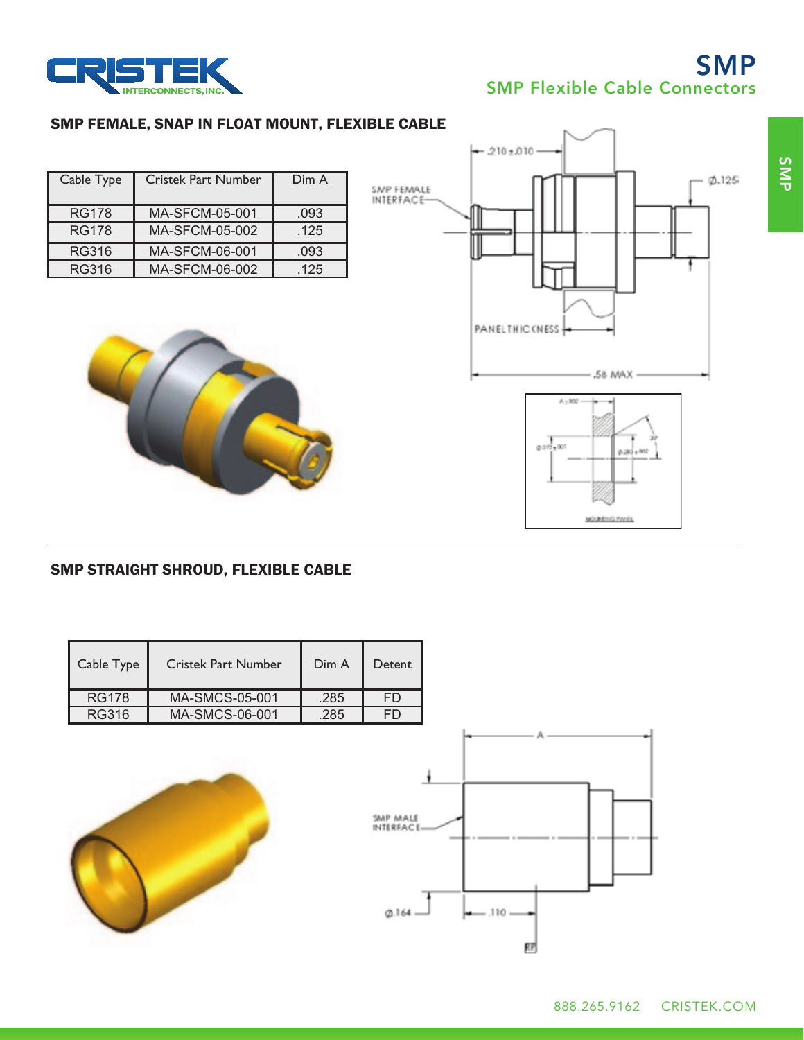# SMP

## SMP Flexible Cable Connectors

### SMP FEMALE, SNAP IN FLOAT MOUNT, FLEXIBLE CABLE

| Cable Type | Cristek Part Number | Dim A |
|---|---|---|
| RG178 | MA-SFCM-05-001 | .093 |
| RG178 | MA-SFCM-05-002 | .125 |
| RG316 | MA-SFCM-06-001 | .093 |
| RG316 | MA-SFCM-06-002 | .125 |

### SMP STRAIGHT SHROUD, FLEXIBLE CABLE

| Cable Type | Cristek Part Number | Dim A | Detent |
|---|---|---|---|
| RG178 | MA-SMCS-05-001 | .285 | FD |
| RG316 | MA-SMCS-06-001 | .285 | FD |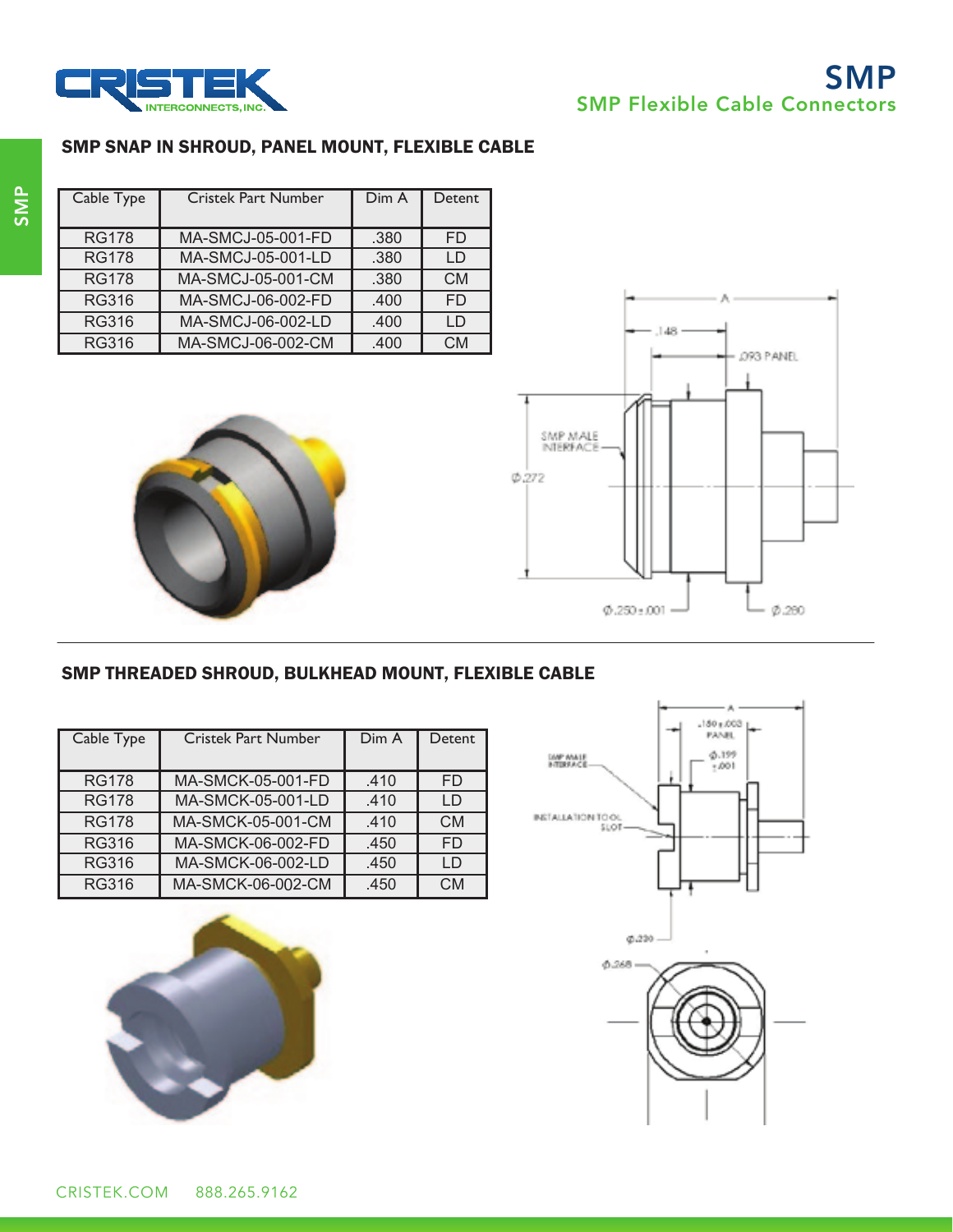# SMP

## SMP Flexible Cable Connectors

### SMP SNAP IN SHROUD, PANEL MOUNT, FLEXIBLE CABLE

| Cable Type | Cristek Part Number | Dim A | Detent |
|---|---|---|---|
| RG178 | MA-SMCJ-05-001-FD | .380 | FD |
| RG178 | MA-SMCJ-05-001-LD | .380 | LD |
| RG178 | MA-SMCJ-05-001-CM | .380 | CM |
| RG316 | MA-SMCJ-06-002-FD | .400 | FD |
| RG316 | MA-SMCJ-06-002-LD | .400 | LD |
| RG316 | MA-SMCJ-06-002-CM | .400 | CM |

A
.148
.093 PANEL
SMP MALE INTERFACE
Ø.272
Ø.250±.001
Ø.280

### SMP THREADED SHROUD, BULKHEAD MOUNT, FLEXIBLE CABLE

| Cable Type | Cristek Part Number | Dim A | Detent |
|---|---|---|---|
| RG178 | MA-SMCK-05-001-FD | .410 | FD |
| RG178 | MA-SMCK-05-001-LD | .410 | LD |
| RG178 | MA-SMCK-05-001-CM | .410 | CM |
| RG316 | MA-SMCK-06-002-FD | .450 | FD |
| RG316 | MA-SMCK-06-002-LD | .450 | LD |
| RG316 | MA-SMCK-06-002-CM | .450 | CM |

A
.150±.003 PANEL
Ø.199 ±.001
SMP MALE INTERFACE
INSTALLATION TOOL SLOT
Ø.230
Ø.268